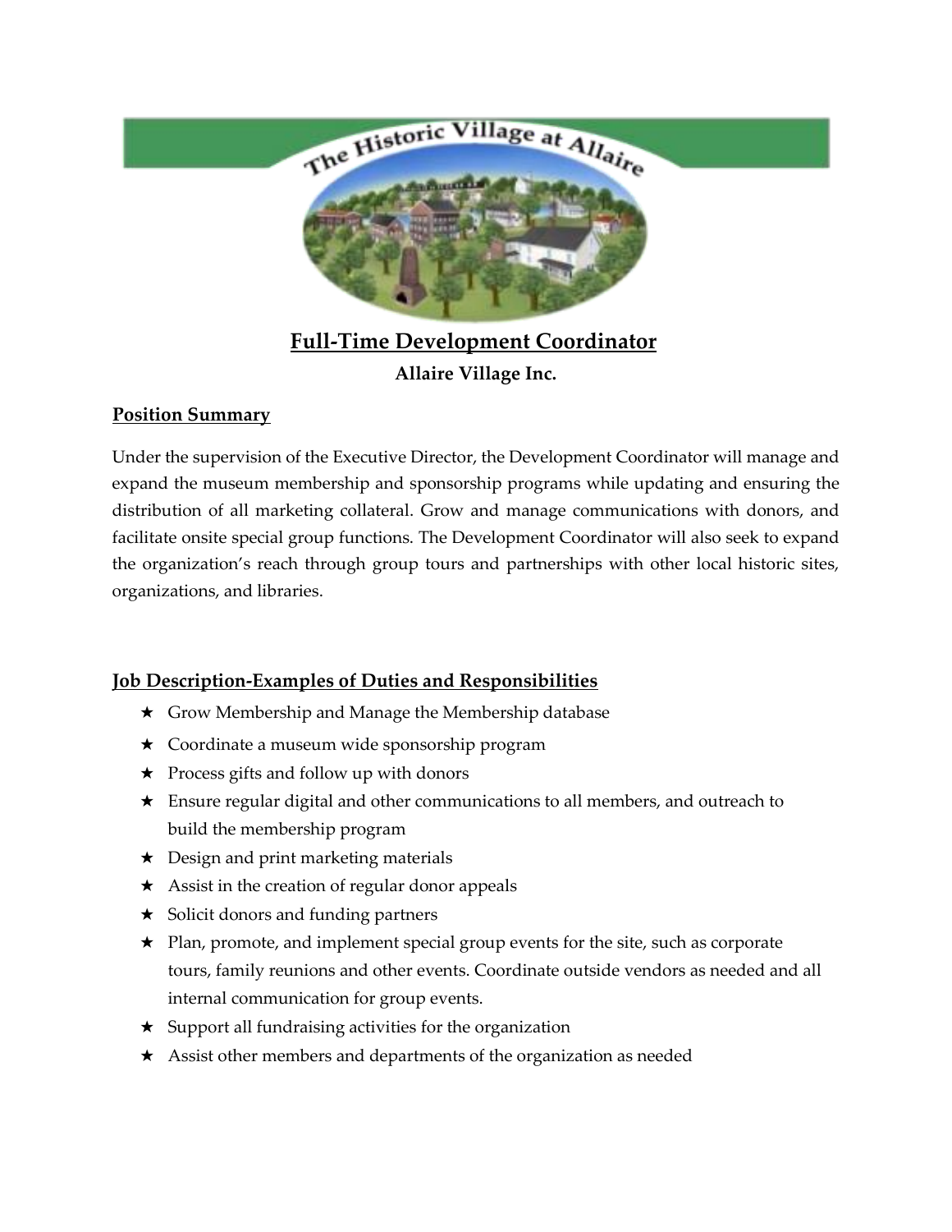The Historic Village at Allaire

# Full-Time Development Coordinator

**Allaire Village Inc.**

## Position Summary

Under the supervision of the Executive Director, the Development Coordinator will manage and expand the museum membership and sponsorship programs while updating and ensuring the distribution of all marketing collateral. Grow and manage communications with donors, and facilitate onsite special group functions. The Development Coordinator will also seek to expand the organization's reach through group tours and partnerships with other local historic sites, organizations, and libraries.

## Job Description-Examples of Duties and Responsibilities

- ★ Grow Membership and Manage the Membership database
- ★ Coordinate a museum wide sponsorship program
- ★ Process gifts and follow up with donors
- ★ Ensure regular digital and other communications to all members, and outreach to build the membership program
- ★ Design and print marketing materials
- ★ Assist in the creation of regular donor appeals
- ★ Solicit donors and funding partners
- ★ Plan, promote, and implement special group events for the site, such as corporate tours, family reunions and other events. Coordinate outside vendors as needed and all internal communication for group events.
- ★ Support all fundraising activities for the organization
- ★ Assist other members and departments of the organization as needed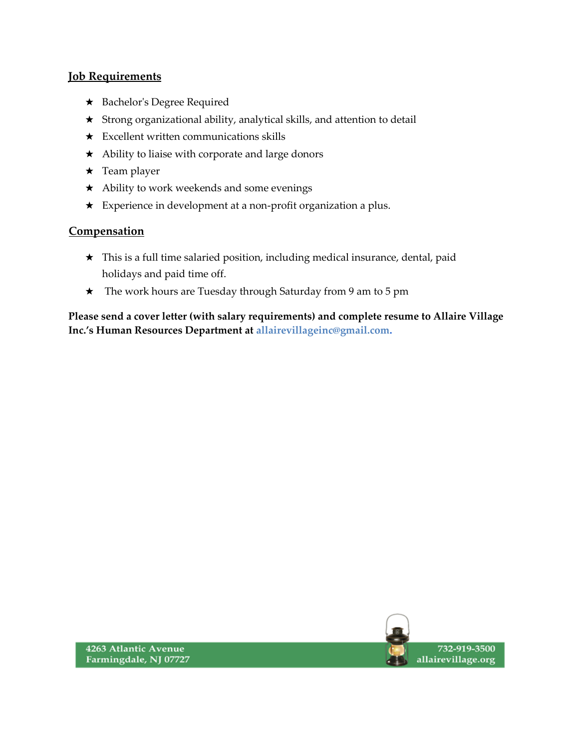## Job Requirements

- Bachelor's Degree Required
- Strong organizational ability, analytical skills, and attention to detail
- Excellent written communications skills
- Ability to liaise with corporate and large donors
- Team player
- Ability to work weekends and some evenings
- Experience in development at a non-profit organization a plus.

## Compensation

- This is a full time salaried position, including medical insurance, dental, paid holidays and paid time off.
- The work hours are Tuesday through Saturday from 9 am to 5 pm

**Please send a cover letter (with salary requirements) and complete resume to Allaire Village Inc.'s Human Resources Department at allairevillageinc@gmail.com.**

4263 Atlantic Avenue
Farmingdale, NJ 07727

732-919-3500
allairevillage.org